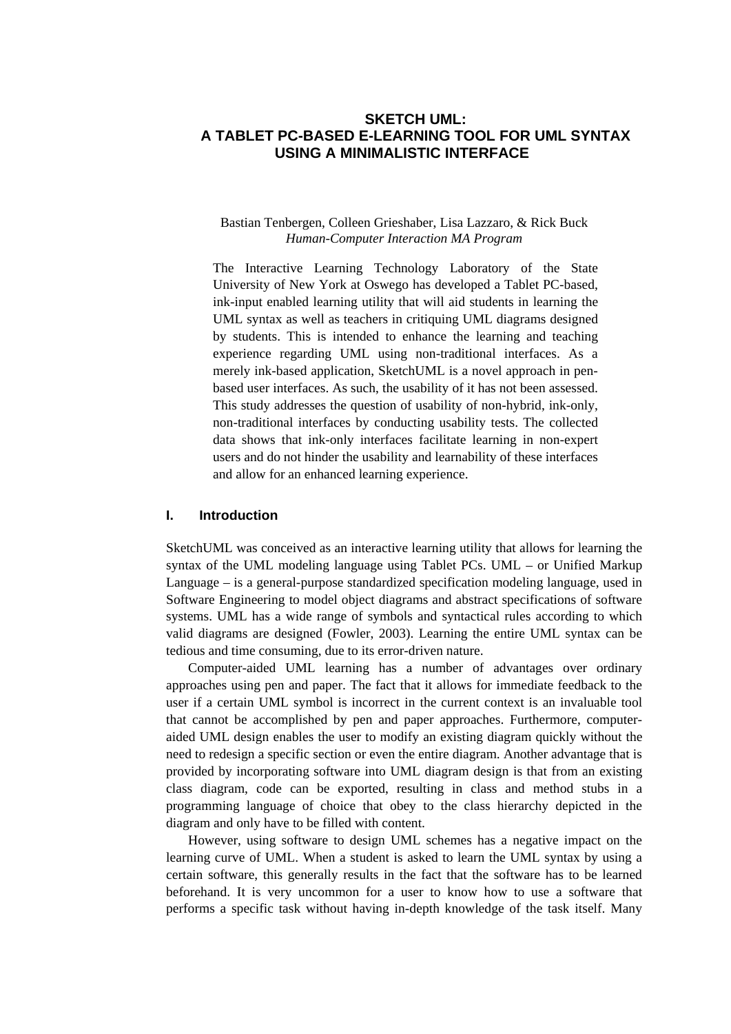# SKETCH UML:
# A TABLET PC-BASED E-LEARNING TOOL FOR UML SYNTAX USING A MINIMALISTIC INTERFACE

Bastian Tenbergen, Colleen Grieshaber, Lisa Lazzaro, & Rick Buck
*Human-Computer Interaction MA Program*

The Interactive Learning Technology Laboratory of the State University of New York at Oswego has developed a Tablet PC-based, ink-input enabled learning utility that will aid students in learning the UML syntax as well as teachers in critiquing UML diagrams designed by students. This is intended to enhance the learning and teaching experience regarding UML using non-traditional interfaces. As a merely ink-based application, SketchUML is a novel approach in pen-based user interfaces. As such, the usability of it has not been assessed. This study addresses the question of usability of non-hybrid, ink-only, non-traditional interfaces by conducting usability tests. The collected data shows that ink-only interfaces facilitate learning in non-expert users and do not hinder the usability and learnability of these interfaces and allow for an enhanced learning experience.

## I. Introduction

SketchUML was conceived as an interactive learning utility that allows for learning the syntax of the UML modeling language using Tablet PCs. UML – or Unified Markup Language – is a general-purpose standardized specification modeling language, used in Software Engineering to model object diagrams and abstract specifications of software systems. UML has a wide range of symbols and syntactical rules according to which valid diagrams are designed (Fowler, 2003). Learning the entire UML syntax can be tedious and time consuming, due to its error-driven nature.

Computer-aided UML learning has a number of advantages over ordinary approaches using pen and paper. The fact that it allows for immediate feedback to the user if a certain UML symbol is incorrect in the current context is an invaluable tool that cannot be accomplished by pen and paper approaches. Furthermore, computer-aided UML design enables the user to modify an existing diagram quickly without the need to redesign a specific section or even the entire diagram. Another advantage that is provided by incorporating software into UML diagram design is that from an existing class diagram, code can be exported, resulting in class and method stubs in a programming language of choice that obey to the class hierarchy depicted in the diagram and only have to be filled with content.

However, using software to design UML schemes has a negative impact on the learning curve of UML. When a student is asked to learn the UML syntax by using a certain software, this generally results in the fact that the software has to be learned beforehand. It is very uncommon for a user to know how to use a software that performs a specific task without having in-depth knowledge of the task itself. Many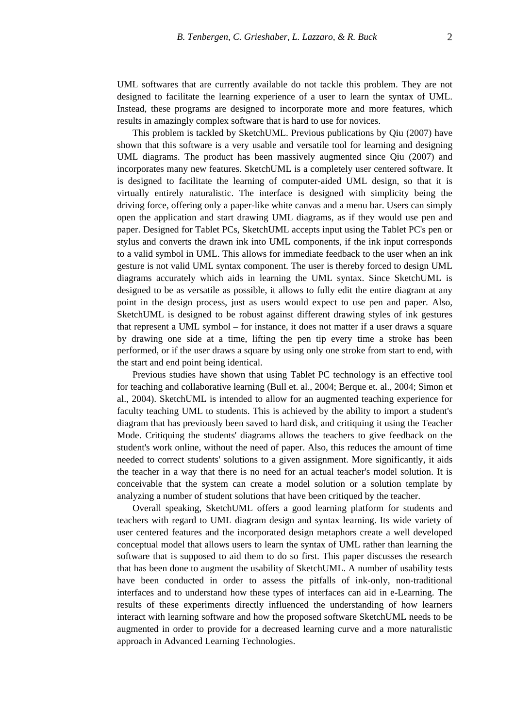UML softwares that are currently available do not tackle this problem. They are not designed to facilitate the learning experience of a user to learn the syntax of UML. Instead, these programs are designed to incorporate more and more features, which results in amazingly complex software that is hard to use for novices.

This problem is tackled by SketchUML. Previous publications by Qiu (2007) have shown that this software is a very usable and versatile tool for learning and designing UML diagrams. The product has been massively augmented since Qiu (2007) and incorporates many new features. SketchUML is a completely user centered software. It is designed to facilitate the learning of computer-aided UML design, so that it is virtually entirely naturalistic. The interface is designed with simplicity being the driving force, offering only a paper-like white canvas and a menu bar. Users can simply open the application and start drawing UML diagrams, as if they would use pen and paper. Designed for Tablet PCs, SketchUML accepts input using the Tablet PC's pen or stylus and converts the drawn ink into UML components, if the ink input corresponds to a valid symbol in UML. This allows for immediate feedback to the user when an ink gesture is not valid UML syntax component. The user is thereby forced to design UML diagrams accurately which aids in learning the UML syntax. Since SketchUML is designed to be as versatile as possible, it allows to fully edit the entire diagram at any point in the design process, just as users would expect to use pen and paper. Also, SketchUML is designed to be robust against different drawing styles of ink gestures that represent a UML symbol – for instance, it does not matter if a user draws a square by drawing one side at a time, lifting the pen tip every time a stroke has been performed, or if the user draws a square by using only one stroke from start to end, with the start and end point being identical.

Previous studies have shown that using Tablet PC technology is an effective tool for teaching and collaborative learning (Bull et. al., 2004; Berque et. al., 2004; Simon et al., 2004). SketchUML is intended to allow for an augmented teaching experience for faculty teaching UML to students. This is achieved by the ability to import a student's diagram that has previously been saved to hard disk, and critiquing it using the Teacher Mode. Critiquing the students' diagrams allows the teachers to give feedback on the student's work online, without the need of paper. Also, this reduces the amount of time needed to correct students' solutions to a given assignment. More significantly, it aids the teacher in a way that there is no need for an actual teacher's model solution. It is conceivable that the system can create a model solution or a solution template by analyzing a number of student solutions that have been critiqued by the teacher.

Overall speaking, SketchUML offers a good learning platform for students and teachers with regard to UML diagram design and syntax learning. Its wide variety of user centered features and the incorporated design metaphors create a well developed conceptual model that allows users to learn the syntax of UML rather than learning the software that is supposed to aid them to do so first. This paper discusses the research that has been done to augment the usability of SketchUML. A number of usability tests have been conducted in order to assess the pitfalls of ink-only, non-traditional interfaces and to understand how these types of interfaces can aid in e-Learning. The results of these experiments directly influenced the understanding of how learners interact with learning software and how the proposed software SketchUML needs to be augmented in order to provide for a decreased learning curve and a more naturalistic approach in Advanced Learning Technologies.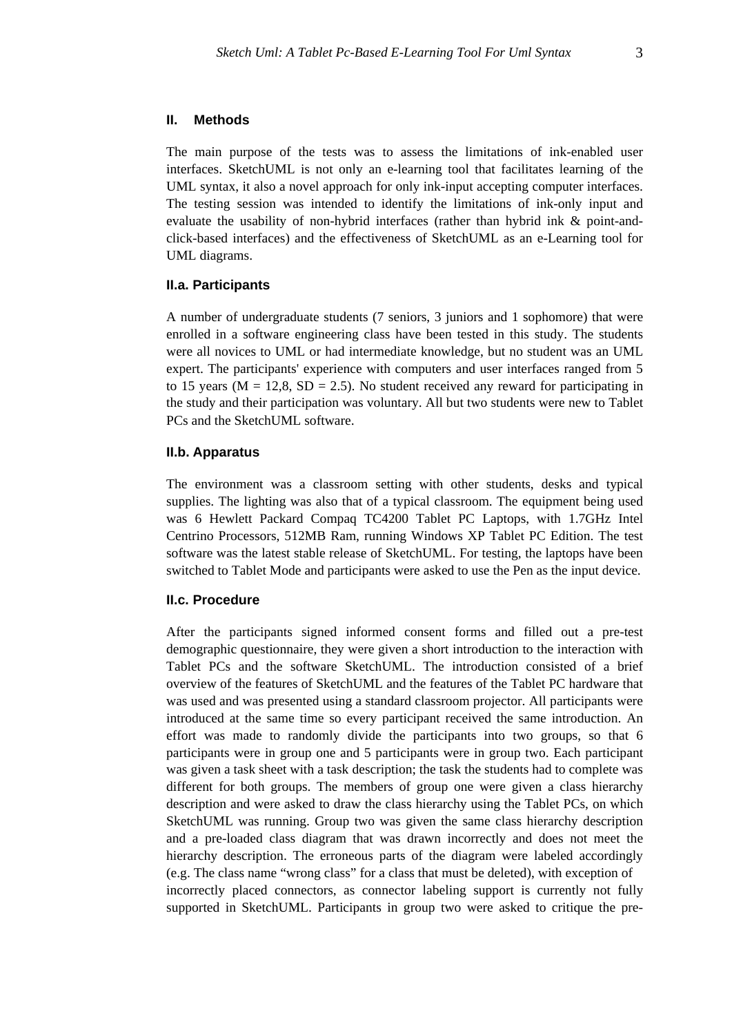## II. Methods

The main purpose of the tests was to assess the limitations of ink-enabled user interfaces. SketchUML is not only an e-learning tool that facilitates learning of the UML syntax, it also a novel approach for only ink-input accepting computer interfaces. The testing session was intended to identify the limitations of ink-only input and evaluate the usability of non-hybrid interfaces (rather than hybrid ink & point-and-click-based interfaces) and the effectiveness of SketchUML as an e-Learning tool for UML diagrams.

### II.a. Participants

A number of undergraduate students (7 seniors, 3 juniors and 1 sophomore) that were enrolled in a software engineering class have been tested in this study. The students were all novices to UML or had intermediate knowledge, but no student was an UML expert. The participants' experience with computers and user interfaces ranged from 5 to 15 years ($M = 12,8$, $SD = 2.5$). No student received any reward for participating in the study and their participation was voluntary. All but two students were new to Tablet PCs and the SketchUML software.

### II.b. Apparatus

The environment was a classroom setting with other students, desks and typical supplies. The lighting was also that of a typical classroom. The equipment being used was 6 Hewlett Packard Compaq TC4200 Tablet PC Laptops, with 1.7GHz Intel Centrino Processors, 512MB Ram, running Windows XP Tablet PC Edition. The test software was the latest stable release of SketchUML. For testing, the laptops have been switched to Tablet Mode and participants were asked to use the Pen as the input device.

### II.c. Procedure

After the participants signed informed consent forms and filled out a pre-test demographic questionnaire, they were given a short introduction to the interaction with Tablet PCs and the software SketchUML. The introduction consisted of a brief overview of the features of SketchUML and the features of the Tablet PC hardware that was used and was presented using a standard classroom projector. All participants were introduced at the same time so every participant received the same introduction. An effort was made to randomly divide the participants into two groups, so that 6 participants were in group one and 5 participants were in group two. Each participant was given a task sheet with a task description; the task the students had to complete was different for both groups. The members of group one were given a class hierarchy description and were asked to draw the class hierarchy using the Tablet PCs, on which SketchUML was running. Group two was given the same class hierarchy description and a pre-loaded class diagram that was drawn incorrectly and does not meet the hierarchy description. The erroneous parts of the diagram were labeled accordingly (e.g. The class name "wrong class" for a class that must be deleted), with exception of incorrectly placed connectors, as connector labeling support is currently not fully supported in SketchUML. Participants in group two were asked to critique the pre-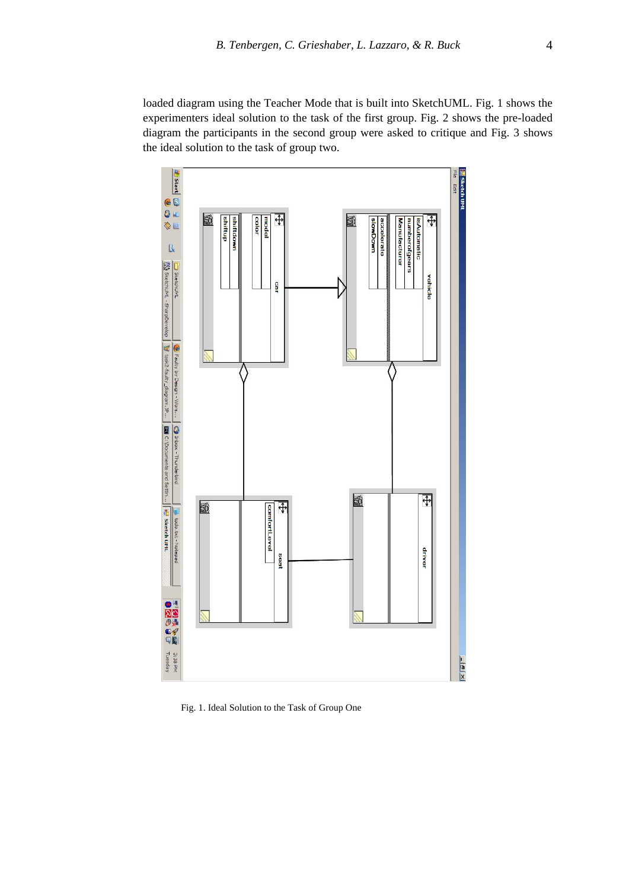loaded diagram using the Teacher Mode that is built into SketchUML. Fig. 1 shows the experimenters ideal solution to the task of the first group. Fig. 2 shows the pre-loaded diagram the participants in the second group were asked to critique and Fig. 3 shows the ideal solution to the task of group two.

Fig. 1. Ideal Solution to the Task of Group One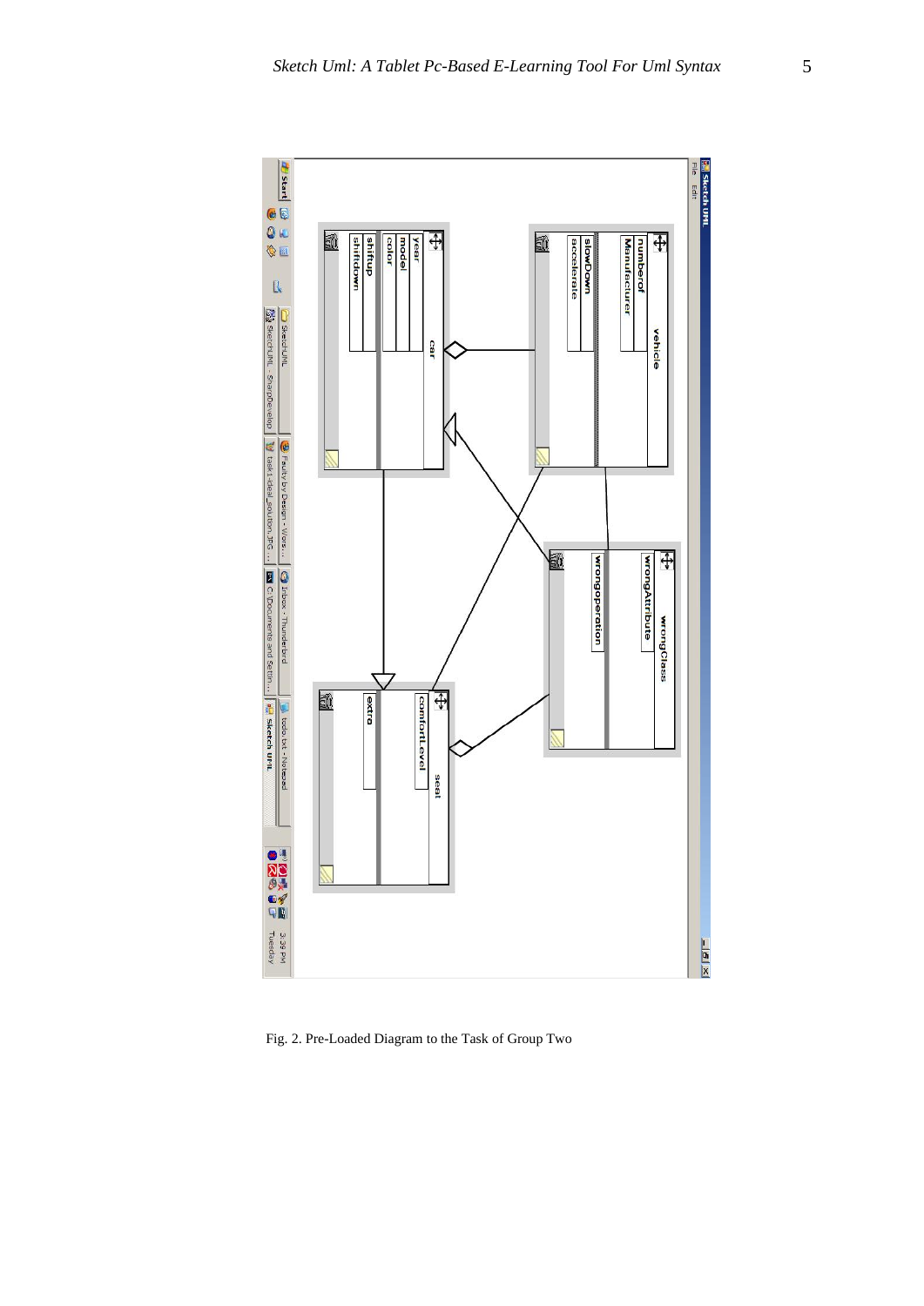Fig. 2. Pre-Loaded Diagram to the Task of Group Two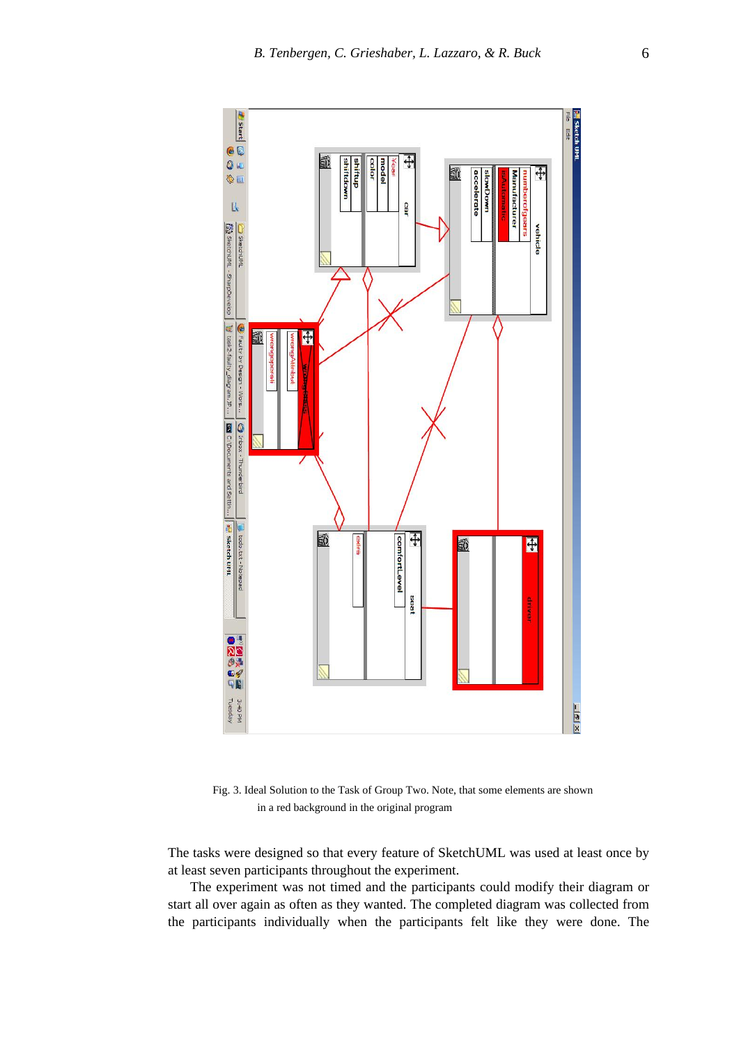Fig. 3. Ideal Solution to the Task of Group Two. Note, that some elements are shown in a red background in the original program

The tasks were designed so that every feature of SketchUML was used at least once by at least seven participants throughout the experiment.

The experiment was not timed and the participants could modify their diagram or start all over again as often as they wanted. The completed diagram was collected from the participants individually when the participants felt like they were done. The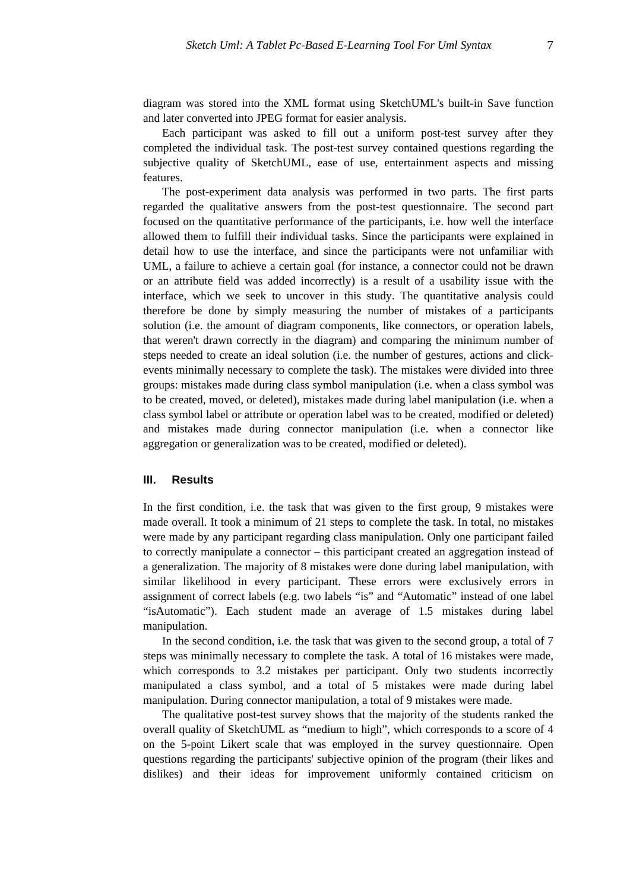diagram was stored into the XML format using SketchUML's built-in Save function and later converted into JPEG format for easier analysis.

Each participant was asked to fill out a uniform post-test survey after they completed the individual task. The post-test survey contained questions regarding the subjective quality of SketchUML, ease of use, entertainment aspects and missing features.

The post-experiment data analysis was performed in two parts. The first parts regarded the qualitative answers from the post-test questionnaire. The second part focused on the quantitative performance of the participants, i.e. how well the interface allowed them to fulfill their individual tasks. Since the participants were explained in detail how to use the interface, and since the participants were not unfamiliar with UML, a failure to achieve a certain goal (for instance, a connector could not be drawn or an attribute field was added incorrectly) is a result of a usability issue with the interface, which we seek to uncover in this study. The quantitative analysis could therefore be done by simply measuring the number of mistakes of a participants solution (i.e. the amount of diagram components, like connectors, or operation labels, that weren't drawn correctly in the diagram) and comparing the minimum number of steps needed to create an ideal solution (i.e. the number of gestures, actions and click-events minimally necessary to complete the task). The mistakes were divided into three groups: mistakes made during class symbol manipulation (i.e. when a class symbol was to be created, moved, or deleted), mistakes made during label manipulation (i.e. when a class symbol label or attribute or operation label was to be created, modified or deleted) and mistakes made during connector manipulation (i.e. when a connector like aggregation or generalization was to be created, modified or deleted).

## III. Results

In the first condition, i.e. the task that was given to the first group, 9 mistakes were made overall. It took a minimum of 21 steps to complete the task. In total, no mistakes were made by any participant regarding class manipulation. Only one participant failed to correctly manipulate a connector – this participant created an aggregation instead of a generalization. The majority of 8 mistakes were done during label manipulation, with similar likelihood in every participant. These errors were exclusively errors in assignment of correct labels (e.g. two labels "is" and "Automatic" instead of one label "isAutomatic"). Each student made an average of 1.5 mistakes during label manipulation.

In the second condition, i.e. the task that was given to the second group, a total of 7 steps was minimally necessary to complete the task. A total of 16 mistakes were made, which corresponds to 3.2 mistakes per participant. Only two students incorrectly manipulated a class symbol, and a total of 5 mistakes were made during label manipulation. During connector manipulation, a total of 9 mistakes were made.

The qualitative post-test survey shows that the majority of the students ranked the overall quality of SketchUML as "medium to high", which corresponds to a score of 4 on the 5-point Likert scale that was employed in the survey questionnaire. Open questions regarding the participants' subjective opinion of the program (their likes and dislikes) and their ideas for improvement uniformly contained criticism on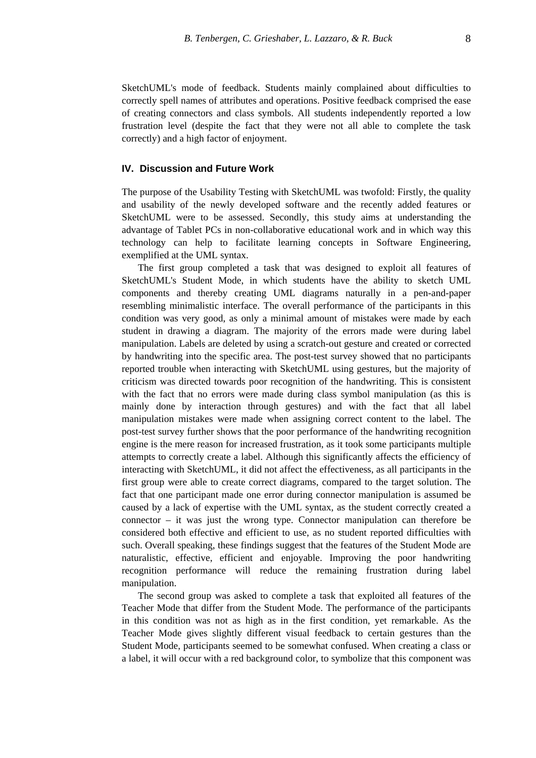SketchUML's mode of feedback. Students mainly complained about difficulties to correctly spell names of attributes and operations. Positive feedback comprised the ease of creating connectors and class symbols. All students independently reported a low frustration level (despite the fact that they were not all able to complete the task correctly) and a high factor of enjoyment.

## IV. Discussion and Future Work

The purpose of the Usability Testing with SketchUML was twofold: Firstly, the quality and usability of the newly developed software and the recently added features or SketchUML were to be assessed. Secondly, this study aims at understanding the advantage of Tablet PCs in non-collaborative educational work and in which way this technology can help to facilitate learning concepts in Software Engineering, exemplified at the UML syntax.

The first group completed a task that was designed to exploit all features of SketchUML's Student Mode, in which students have the ability to sketch UML components and thereby creating UML diagrams naturally in a pen-and-paper resembling minimalistic interface. The overall performance of the participants in this condition was very good, as only a minimal amount of mistakes were made by each student in drawing a diagram. The majority of the errors made were during label manipulation. Labels are deleted by using a scratch-out gesture and created or corrected by handwriting into the specific area. The post-test survey showed that no participants reported trouble when interacting with SketchUML using gestures, but the majority of criticism was directed towards poor recognition of the handwriting. This is consistent with the fact that no errors were made during class symbol manipulation (as this is mainly done by interaction through gestures) and with the fact that all label manipulation mistakes were made when assigning correct content to the label. The post-test survey further shows that the poor performance of the handwriting recognition engine is the mere reason for increased frustration, as it took some participants multiple attempts to correctly create a label. Although this significantly affects the efficiency of interacting with SketchUML, it did not affect the effectiveness, as all participants in the first group were able to create correct diagrams, compared to the target solution. The fact that one participant made one error during connector manipulation is assumed be caused by a lack of expertise with the UML syntax, as the student correctly created a connector – it was just the wrong type. Connector manipulation can therefore be considered both effective and efficient to use, as no student reported difficulties with such. Overall speaking, these findings suggest that the features of the Student Mode are naturalistic, effective, efficient and enjoyable. Improving the poor handwriting recognition performance will reduce the remaining frustration during label manipulation.

The second group was asked to complete a task that exploited all features of the Teacher Mode that differ from the Student Mode. The performance of the participants in this condition was not as high as in the first condition, yet remarkable. As the Teacher Mode gives slightly different visual feedback to certain gestures than the Student Mode, participants seemed to be somewhat confused. When creating a class or a label, it will occur with a red background color, to symbolize that this component was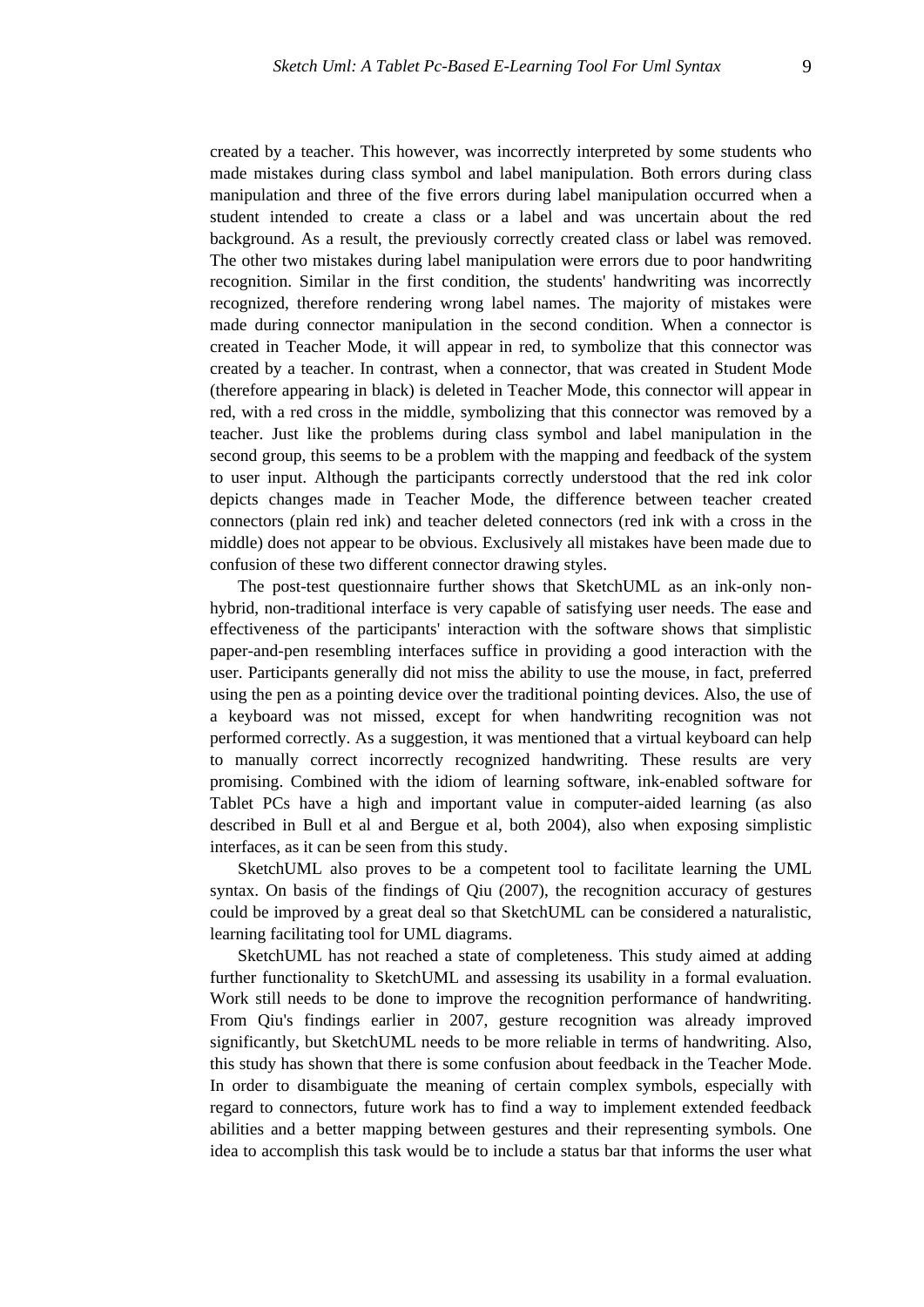created by a teacher. This however, was incorrectly interpreted by some students who made mistakes during class symbol and label manipulation. Both errors during class manipulation and three of the five errors during label manipulation occurred when a student intended to create a class or a label and was uncertain about the red background. As a result, the previously correctly created class or label was removed. The other two mistakes during label manipulation were errors due to poor handwriting recognition. Similar in the first condition, the students' handwriting was incorrectly recognized, therefore rendering wrong label names. The majority of mistakes were made during connector manipulation in the second condition. When a connector is created in Teacher Mode, it will appear in red, to symbolize that this connector was created by a teacher. In contrast, when a connector, that was created in Student Mode (therefore appearing in black) is deleted in Teacher Mode, this connector will appear in red, with a red cross in the middle, symbolizing that this connector was removed by a teacher. Just like the problems during class symbol and label manipulation in the second group, this seems to be a problem with the mapping and feedback of the system to user input. Although the participants correctly understood that the red ink color depicts changes made in Teacher Mode, the difference between teacher created connectors (plain red ink) and teacher deleted connectors (red ink with a cross in the middle) does not appear to be obvious. Exclusively all mistakes have been made due to confusion of these two different connector drawing styles.

The post-test questionnaire further shows that SketchUML as an ink-only non-hybrid, non-traditional interface is very capable of satisfying user needs. The ease and effectiveness of the participants' interaction with the software shows that simplistic paper-and-pen resembling interfaces suffice in providing a good interaction with the user. Participants generally did not miss the ability to use the mouse, in fact, preferred using the pen as a pointing device over the traditional pointing devices. Also, the use of a keyboard was not missed, except for when handwriting recognition was not performed correctly. As a suggestion, it was mentioned that a virtual keyboard can help to manually correct incorrectly recognized handwriting. These results are very promising. Combined with the idiom of learning software, ink-enabled software for Tablet PCs have a high and important value in computer-aided learning (as also described in Bull et al and Bergue et al, both 2004), also when exposing simplistic interfaces, as it can be seen from this study.

SketchUML also proves to be a competent tool to facilitate learning the UML syntax. On basis of the findings of Qiu (2007), the recognition accuracy of gestures could be improved by a great deal so that SketchUML can be considered a naturalistic, learning facilitating tool for UML diagrams.

SketchUML has not reached a state of completeness. This study aimed at adding further functionality to SketchUML and assessing its usability in a formal evaluation. Work still needs to be done to improve the recognition performance of handwriting. From Qiu's findings earlier in 2007, gesture recognition was already improved significantly, but SketchUML needs to be more reliable in terms of handwriting. Also, this study has shown that there is some confusion about feedback in the Teacher Mode. In order to disambiguate the meaning of certain complex symbols, especially with regard to connectors, future work has to find a way to implement extended feedback abilities and a better mapping between gestures and their representing symbols. One idea to accomplish this task would be to include a status bar that informs the user what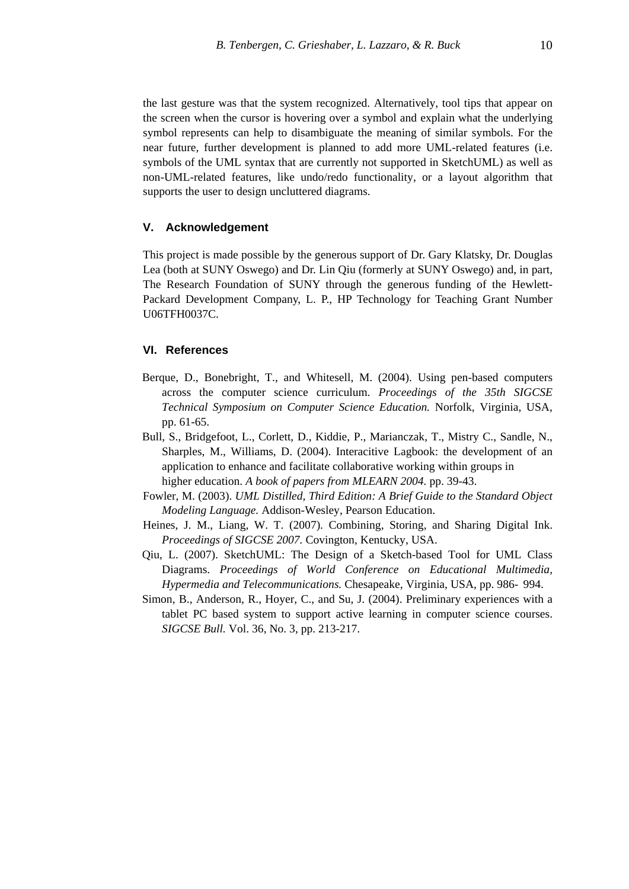the last gesture was that the system recognized. Alternatively, tool tips that appear on the screen when the cursor is hovering over a symbol and explain what the underlying symbol represents can help to disambiguate the meaning of similar symbols. For the near future, further development is planned to add more UML-related features (i.e. symbols of the UML syntax that are currently not supported in SketchUML) as well as non-UML-related features, like undo/redo functionality, or a layout algorithm that supports the user to design uncluttered diagrams.

## V. Acknowledgement

This project is made possible by the generous support of Dr. Gary Klatsky, Dr. Douglas Lea (both at SUNY Oswego) and Dr. Lin Qiu (formerly at SUNY Oswego) and, in part, The Research Foundation of SUNY through the generous funding of the Hewlett-Packard Development Company, L. P., HP Technology for Teaching Grant Number U06TFH0037C.

## VI. References

Berque, D., Bonebright, T., and Whitesell, M. (2004). Using pen-based computers across the computer science curriculum. *Proceedings of the 35th SIGCSE Technical Symposium on Computer Science Education.* Norfolk, Virginia, USA, pp. 61-65.

Bull, S., Bridgefoot, L., Corlett, D., Kiddie, P., Marianczak, T., Mistry C., Sandle, N., Sharples, M., Williams, D. (2004). Interacitive Lagbook: the development of an application to enhance and facilitate collaborative working within groups in higher education. *A book of papers from MLEARN 2004.* pp. 39-43.

Fowler, M. (2003). *UML Distilled, Third Edition: A Brief Guide to the Standard Object Modeling Language.* Addison-Wesley, Pearson Education.

Heines, J. M., Liang, W. T. (2007). Combining, Storing, and Sharing Digital Ink. *Proceedings of SIGCSE 2007*. Covington, Kentucky, USA.

Qiu, L. (2007). SketchUML: The Design of a Sketch-based Tool for UML Class Diagrams. *Proceedings of World Conference on Educational Multimedia, Hypermedia and Telecommunications.* Chesapeake, Virginia, USA, pp. 986- 994.

Simon, B., Anderson, R., Hoyer, C., and Su, J. (2004). Preliminary experiences with a tablet PC based system to support active learning in computer science courses. *SIGCSE Bull.* Vol. 36, No. 3, pp. 213-217.